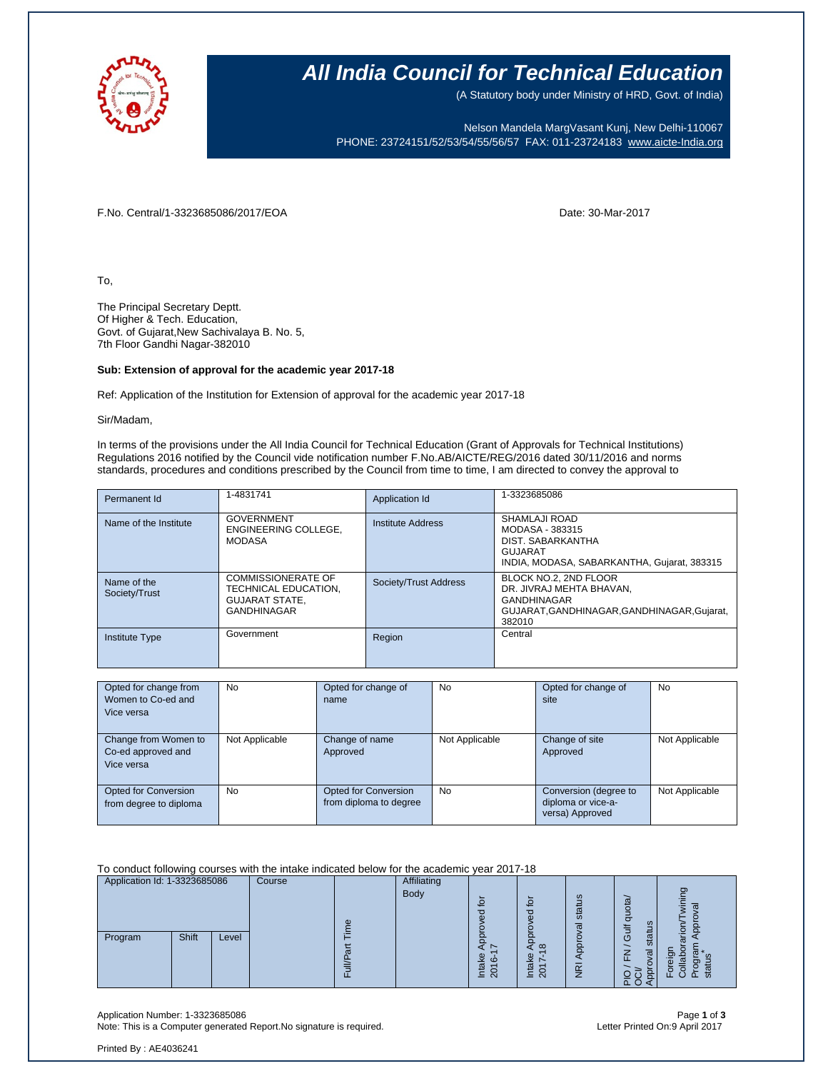# All India Council for Technical Education

(A Statutory body under Ministry of HRD, Govt. of India)

Nelson Mandela MargVasant Kunj, New Delhi-110067
PHONE: 23724151/52/53/54/55/56/57 FAX: 011-23724183 www.aicte-India.org

F.No. Central/1-3323685086/2017/EOA

Date: 30-Mar-2017

To,

The Principal Secretary Deptt.
Of Higher & Tech. Education,
Govt. of Gujarat,New Sachivalaya B. No. 5,
7th Floor Gandhi Nagar-382010

**Sub: Extension of approval for the academic year 2017-18**

Ref: Application of the Institution for Extension of approval for the academic year 2017-18

Sir/Madam,

In terms of the provisions under the All India Council for Technical Education (Grant of Approvals for Technical Institutions) Regulations 2016 notified by the Council vide notification number F.No.AB/AICTE/REG/2016 dated 30/11/2016 and norms standards, procedures and conditions prescribed by the Council from time to time, I am directed to convey the approval to

| Permanent Id | 1-4831741 | Application Id | 1-3323685086 |
|---|---|---|---|
| Name of the Institute | GOVERNMENT ENGINEERING COLLEGE, MODASA | Institute Address | SHAMLAJI ROAD MODASA - 383315 DIST. SABARKANTHA GUJARAT INDIA, MODASA, SABARKANTHA, Gujarat, 383315 |
| Name of the Society/Trust | COMMISSIONERATE OF TECHNICAL EDUCATION, GUJARAT STATE, GANDHINAGAR | Society/Trust Address | BLOCK NO.2, 2ND FLOOR DR. JIVRAJ MEHTA BHAVAN, GANDHINAGAR GUJARAT,GANDHINAGAR,GANDHINAGAR,Gujarat, 382010 |
| Institute Type | Government | Region | Central |

| Opted for change from Women to Co-ed and Vice versa | No | Opted for change of name | No | Opted for change of site | No |
|---|---|---|---|---|---|
| Change from Women to Co-ed approved and Vice versa | Not Applicable | Change of name Approved | Not Applicable | Change of site Approved | Not Applicable |
| Opted for Conversion from degree to diploma | No | Opted for Conversion from diploma to degree | No | Conversion (degree to diploma or vice-a-versa) Approved | Not Applicable |

To conduct following courses with the intake indicated below for the academic year 2017-18

| Application Id: 1-3323685086 | | | Course | Full/Part Time | Affiliating Body | Intake Approved for 2016-17 | Intake Approved for 2017-18 | NRI Approval status | PIO / FN / Gulf quota/ OCI/ Approval status | Foreign Collaborarion/Twining Program Approval status* |
|---|---|---|---|---|---|---|---|---|---|---|
| Program | Shift | Level | | | | | | | | |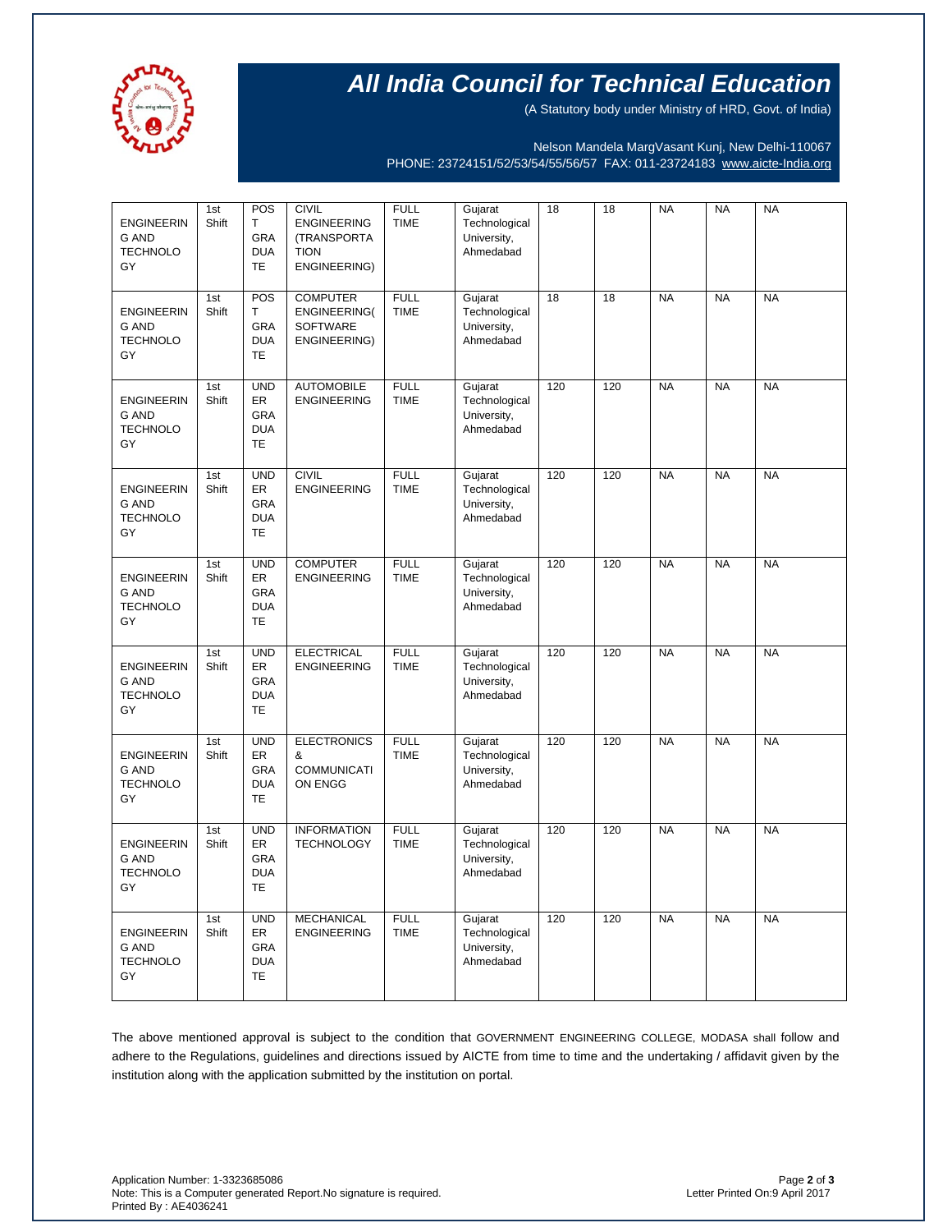# All India Council for Technical Education

(A Statutory body under Ministry of HRD, Govt. of India)

Nelson Mandela MargVasant Kunj, New Delhi-110067
PHONE: 23724151/52/53/54/55/56/57 FAX: 011-23724183 www.aicte-India.org

| | | | | | | | | | | |
|---|---|---|---|---|---|---|---|---|---|---|
| ENGINEERING AND TECHNOLOGY | 1st Shift | POST GRADUATE | CIVIL ENGINEERING (TRANSPORTATION ENGINEERING) | FULL TIME | Gujarat Technological University, Ahmedabad | 18 | 18 | NA | NA | NA |
| ENGINEERING AND TECHNOLOGY | 1st Shift | POST GRADUATE | COMPUTER ENGINEERING( SOFTWARE ENGINEERING) | FULL TIME | Gujarat Technological University, Ahmedabad | 18 | 18 | NA | NA | NA |
| ENGINEERING AND TECHNOLOGY | 1st Shift | UNDER GRADUATE | AUTOMOBILE ENGINEERING | FULL TIME | Gujarat Technological University, Ahmedabad | 120 | 120 | NA | NA | NA |
| ENGINEERING AND TECHNOLOGY | 1st Shift | UNDER GRADUATE | CIVIL ENGINEERING | FULL TIME | Gujarat Technological University, Ahmedabad | 120 | 120 | NA | NA | NA |
| ENGINEERING AND TECHNOLOGY | 1st Shift | UNDER GRADUATE | COMPUTER ENGINEERING | FULL TIME | Gujarat Technological University, Ahmedabad | 120 | 120 | NA | NA | NA |
| ENGINEERING AND TECHNOLOGY | 1st Shift | UNDER GRADUATE | ELECTRICAL ENGINEERING | FULL TIME | Gujarat Technological University, Ahmedabad | 120 | 120 | NA | NA | NA |
| ENGINEERING AND TECHNOLOGY | 1st Shift | UNDER GRADUATE | ELECTRONICS & COMMUNICATION ENGG | FULL TIME | Gujarat Technological University, Ahmedabad | 120 | 120 | NA | NA | NA |
| ENGINEERING AND TECHNOLOGY | 1st Shift | UNDER GRADUATE | INFORMATION TECHNOLOGY | FULL TIME | Gujarat Technological University, Ahmedabad | 120 | 120 | NA | NA | NA |
| ENGINEERING AND TECHNOLOGY | 1st Shift | UNDER GRADUATE | MECHANICAL ENGINEERING | FULL TIME | Gujarat Technological University, Ahmedabad | 120 | 120 | NA | NA | NA |

The above mentioned approval is subject to the condition that GOVERNMENT ENGINEERING COLLEGE, MODASA shall follow and adhere to the Regulations, guidelines and directions issued by AICTE from time to time and the undertaking / affidavit given by the institution along with the application submitted by the institution on portal.

Application Number: 1-3323685086
Note: This is a Computer generated Report.No signature is required.
Printed By : AE4036241

Letter Printed On:9 April 2017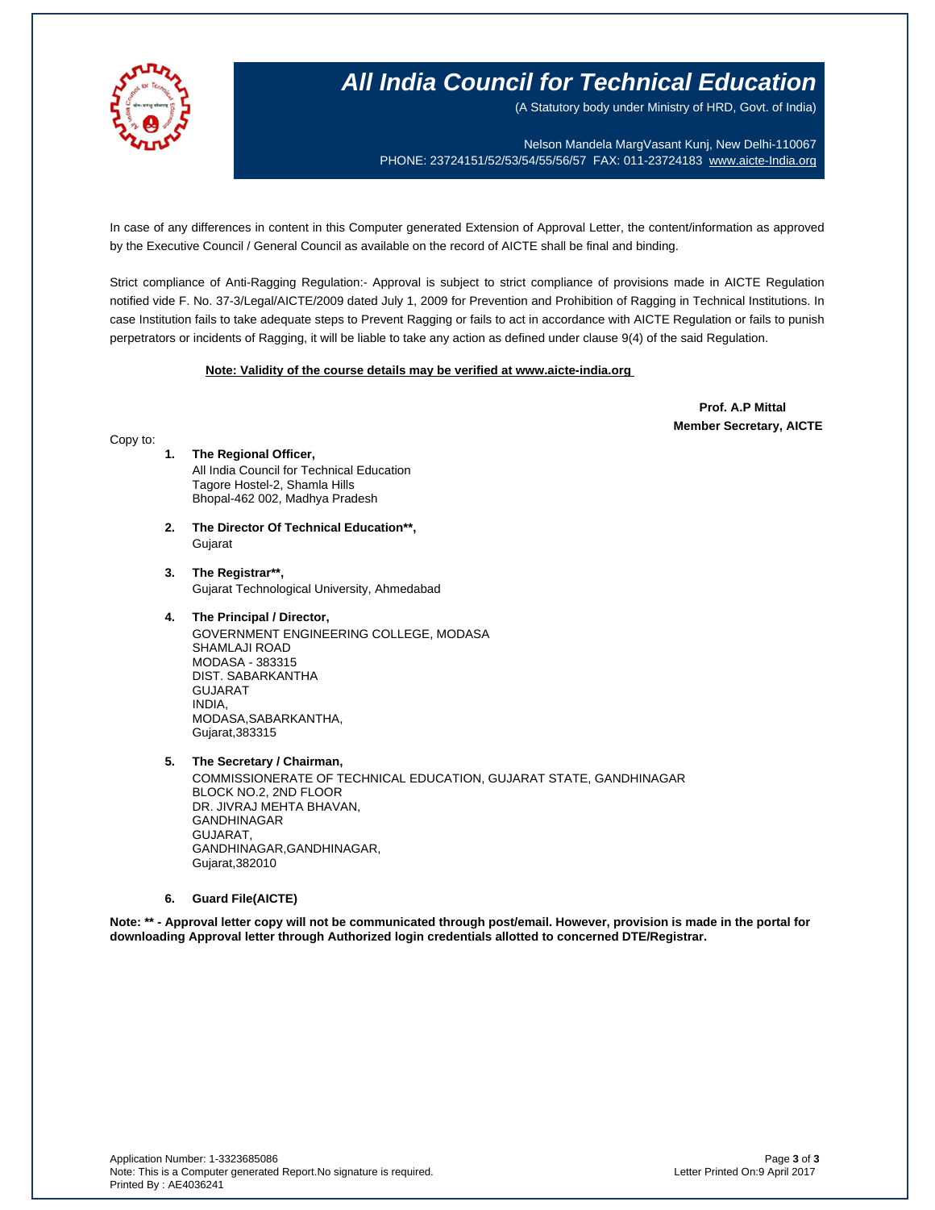# All India Council for Technical Education

(A Statutory body under Ministry of HRD, Govt. of India)

Nelson Mandela MargVasant Kunj, New Delhi-110067
PHONE: 23724151/52/53/54/55/56/57 FAX: 011-23724183 www.aicte-India.org

In case of any differences in content in this Computer generated Extension of Approval Letter, the content/information as approved by the Executive Council / General Council as available on the record of AICTE shall be final and binding.

Strict compliance of Anti-Ragging Regulation:- Approval is subject to strict compliance of provisions made in AICTE Regulation notified vide F. No. 37-3/Legal/AICTE/2009 dated July 1, 2009 for Prevention and Prohibition of Ragging in Technical Institutions. In case Institution fails to take adequate steps to Prevent Ragging or fails to act in accordance with AICTE Regulation or fails to punish perpetrators or incidents of Ragging, it will be liable to take any action as defined under clause 9(4) of the said Regulation.

**Note: Validity of the course details may be verified at www.aicte-india.org**

**Prof. A.P Mittal**
**Member Secretary, AICTE**

Copy to:

1. **The Regional Officer,**
   All India Council for Technical Education
   Tagore Hostel-2, Shamla Hills
   Bhopal-462 002, Madhya Pradesh

2. **The Director Of Technical Education\*\*,**
   Gujarat

3. **The Registrar\*\*,**
   Gujarat Technological University, Ahmedabad

4. **The Principal / Director,**
   GOVERNMENT ENGINEERING COLLEGE, MODASA
   SHAMLAJI ROAD
   MODASA - 383315
   DIST. SABARKANTHA
   GUJARAT
   INDIA,
   MODASA,SABARKANTHA,
   Gujarat,383315

5. **The Secretary / Chairman,**
   COMMISSIONERATE OF TECHNICAL EDUCATION, GUJARAT STATE, GANDHINAGAR
   BLOCK NO.2, 2ND FLOOR
   DR. JIVRAJ MEHTA BHAVAN,
   GANDHINAGAR
   GUJARAT,
   GANDHINAGAR,GANDHINAGAR,
   Gujarat,382010

6. **Guard File(AICTE)**

**Note: \*\* - Approval letter copy will not be communicated through post/email. However, provision is made in the portal for downloading Approval letter through Authorized login credentials allotted to concerned DTE/Registrar.**

Application Number: 1-3323685086
Note: This is a Computer generated Report.No signature is required.
Printed By : AE4036241

Letter Printed On:9 April 2017